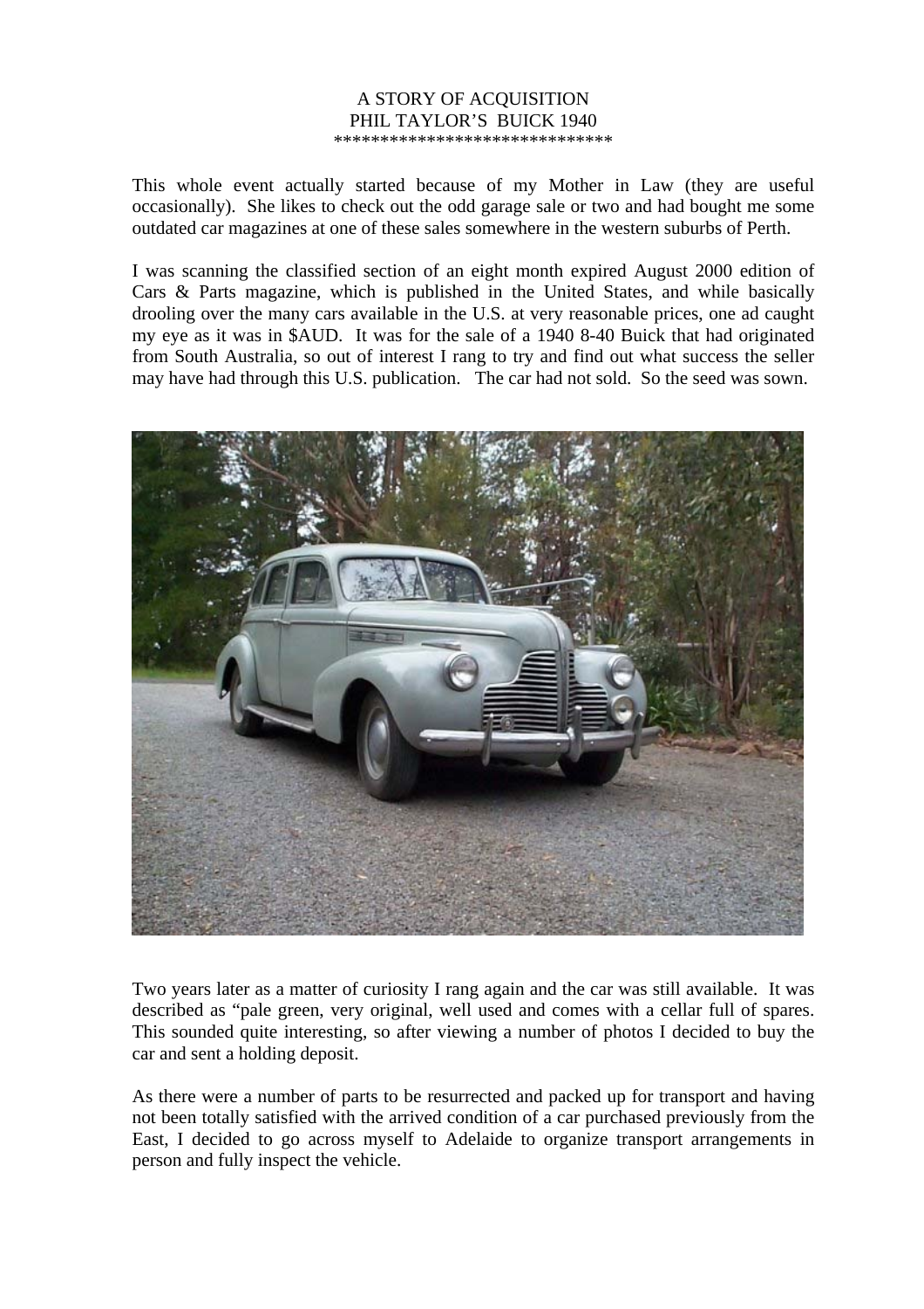# A STORY OF ACQUISITION
## PHIL TAYLOR'S BUICK 1940

******************************

This whole event actually started because of my Mother in Law (they are useful occasionally). She likes to check out the odd garage sale or two and had bought me some outdated car magazines at one of these sales somewhere in the western suburbs of Perth.

I was scanning the classified section of an eight month expired August 2000 edition of Cars & Parts magazine, which is published in the United States, and while basically drooling over the many cars available in the U.S. at very reasonable prices, one ad caught my eye as it was in $AUD. It was for the sale of a 1940 8-40 Buick that had originated from South Australia, so out of interest I rang to try and find out what success the seller may have had through this U.S. publication. The car had not sold. So the seed was sown.

Two years later as a matter of curiosity I rang again and the car was still available. It was described as "pale green, very original, well used and comes with a cellar full of spares. This sounded quite interesting, so after viewing a number of photos I decided to buy the car and sent a holding deposit.

As there were a number of parts to be resurrected and packed up for transport and having not been totally satisfied with the arrived condition of a car purchased previously from the East, I decided to go across myself to Adelaide to organize transport arrangements in person and fully inspect the vehicle.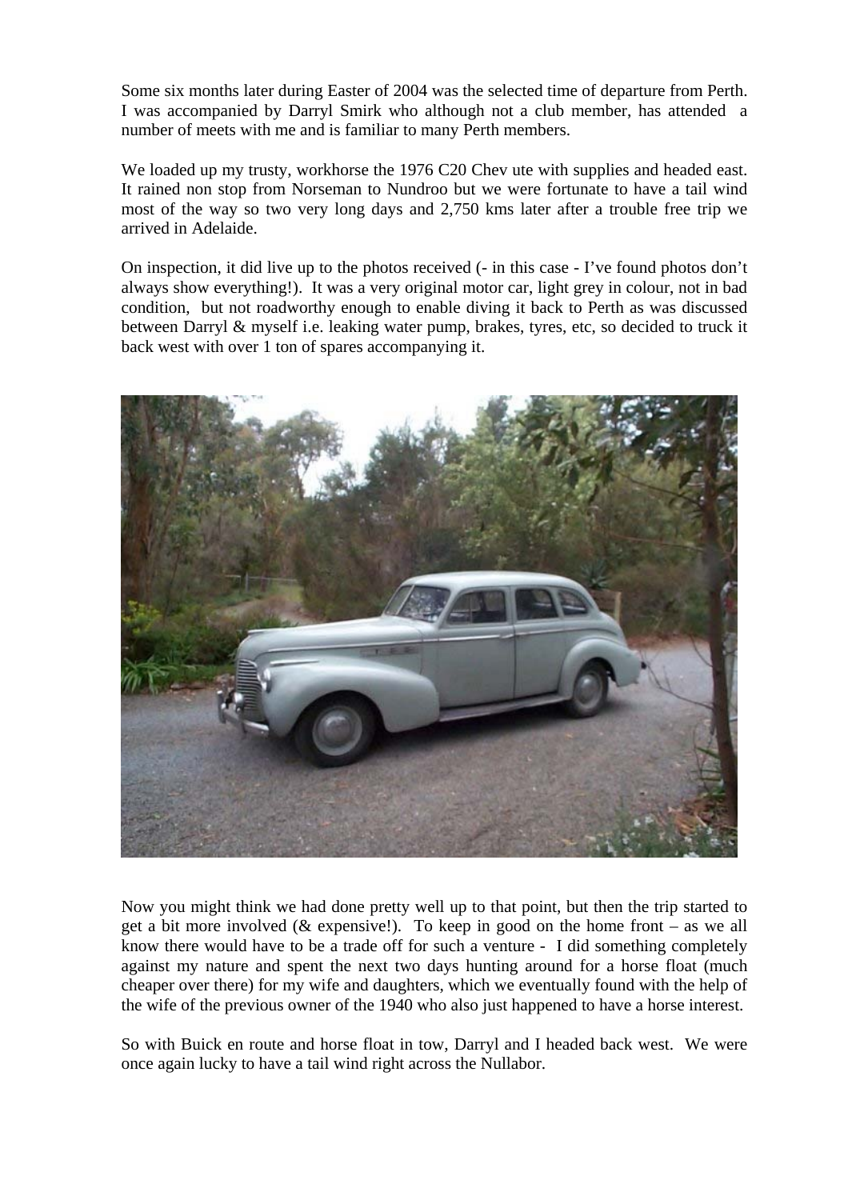Some six months later during Easter of 2004 was the selected time of departure from Perth. I was accompanied by Darryl Smirk who although not a club member, has attended a number of meets with me and is familiar to many Perth members.

We loaded up my trusty, workhorse the 1976 C20 Chev ute with supplies and headed east. It rained non stop from Norseman to Nundroo but we were fortunate to have a tail wind most of the way so two very long days and 2,750 kms later after a trouble free trip we arrived in Adelaide.

On inspection, it did live up to the photos received (- in this case - I've found photos don't always show everything!). It was a very original motor car, light grey in colour, not in bad condition, but not roadworthy enough to enable diving it back to Perth as was discussed between Darryl & myself i.e. leaking water pump, brakes, tyres, etc, so decided to truck it back west with over 1 ton of spares accompanying it.

Now you might think we had done pretty well up to that point, but then the trip started to get a bit more involved (& expensive!). To keep in good on the home front – as we all know there would have to be a trade off for such a venture - I did something completely against my nature and spent the next two days hunting around for a horse float (much cheaper over there) for my wife and daughters, which we eventually found with the help of the wife of the previous owner of the 1940 who also just happened to have a horse interest.

So with Buick en route and horse float in tow, Darryl and I headed back west. We were once again lucky to have a tail wind right across the Nullabor.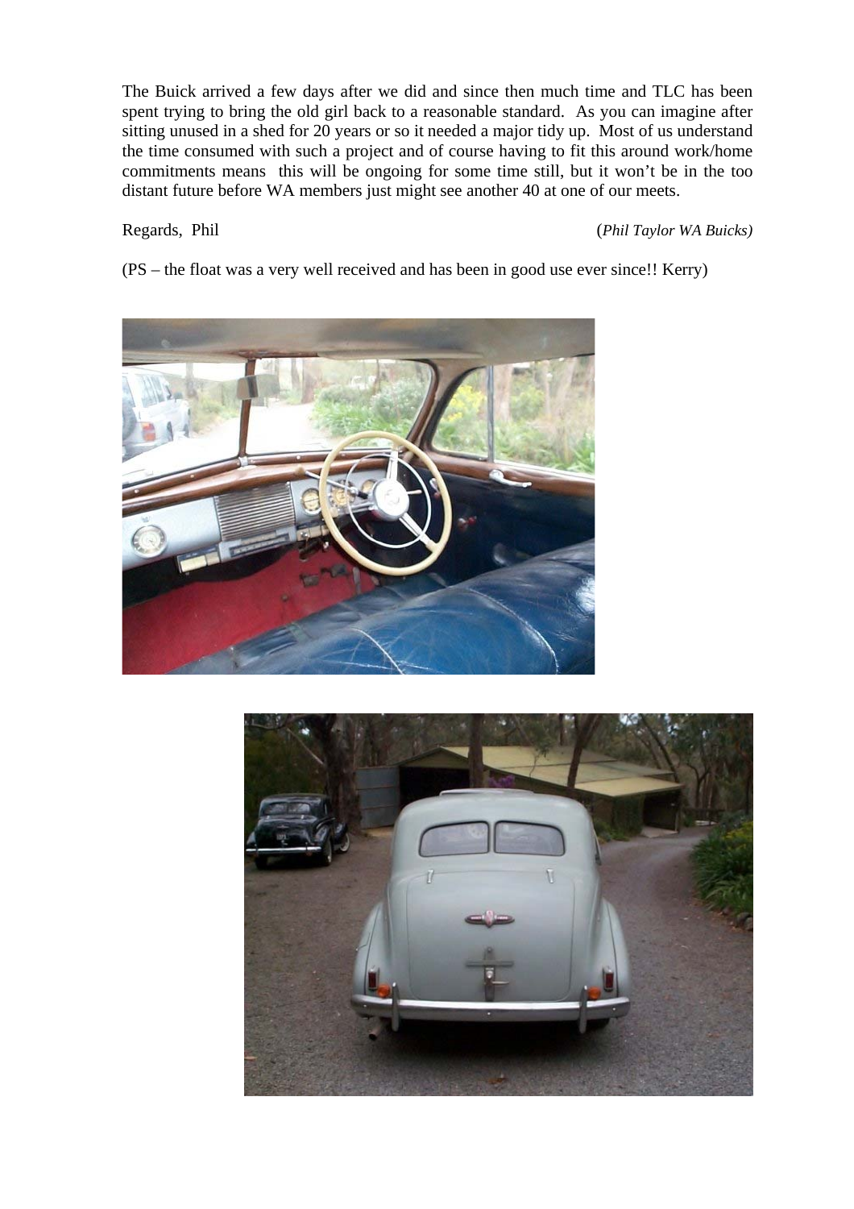The Buick arrived a few days after we did and since then much time and TLC has been spent trying to bring the old girl back to a reasonable standard. As you can imagine after sitting unused in a shed for 20 years or so it needed a major tidy up. Most of us understand the time consumed with such a project and of course having to fit this around work/home commitments means this will be ongoing for some time still, but it won't be in the too distant future before WA members just might see another 40 at one of our meets.

Regards, Phil (*Phil Taylor WA Buicks)*

(PS – the float was a very well received and has been in good use ever since!! Kerry)